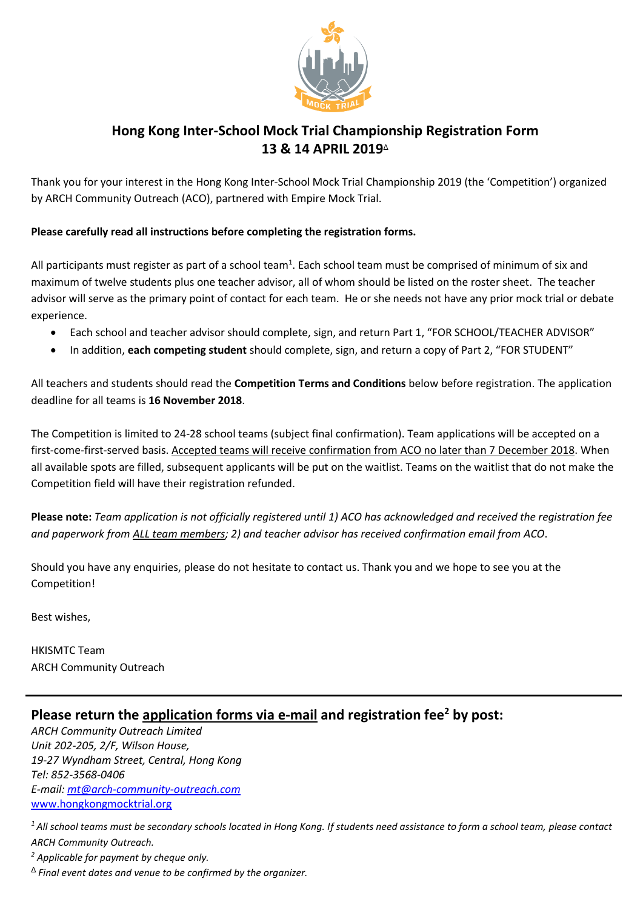# Hong Kong Inter-School Mock Trial Championship Registration Form
## 13 & 14 APRIL 2019[Δ]

Thank you for your interest in the Hong Kong Inter-School Mock Trial Championship 2019 (the 'Competition') organized by ARCH Community Outreach (ACO), partnered with Empire Mock Trial.

**Please carefully read all instructions before completing the registration forms.**

All participants must register as part of a school team[1]. Each school team must be comprised of minimum of six and maximum of twelve students plus one teacher advisor, all of whom should be listed on the roster sheet. The teacher advisor will serve as the primary point of contact for each team. He or she needs not have any prior mock trial or debate experience.

- Each school and teacher advisor should complete, sign, and return Part 1, "FOR SCHOOL/TEACHER ADVISOR"
- In addition, **each competing student** should complete, sign, and return a copy of Part 2, "FOR STUDENT"

All teachers and students should read the **Competition Terms and Conditions** below before registration. The application deadline for all teams is **16 November 2018**.

The Competition is limited to 24-28 school teams (subject final confirmation). Team applications will be accepted on a first-come-first-served basis. Accepted teams will receive confirmation from ACO no later than 7 December 2018. When all available spots are filled, subsequent applicants will be put on the waitlist. Teams on the waitlist that do not make the Competition field will have their registration refunded.

**Please note:** *Team application is not officially registered until 1) ACO has acknowledged and received the registration fee and paperwork from ALL team members; 2) and teacher advisor has received confirmation email from ACO.*

Should you have any enquiries, please do not hesitate to contact us. Thank you and we hope to see you at the Competition!

Best wishes,

HKISMTC Team
ARCH Community Outreach

---

## Please return the application forms via e-mail and registration fee[2] by post:

*ARCH Community Outreach Limited*
*Unit 202-205, 2/F, Wilson House,*
*19-27 Wyndham Street, Central, Hong Kong*
*Tel: 852-3568-0406*
*E-mail: mt@arch-community-outreach.com*
www.hongkongmocktrial.org

[1] *All school teams must be secondary schools located in Hong Kong. If students need assistance to form a school team, please contact ARCH Community Outreach.*

[2] *Applicable for payment by cheque only.*

[Δ] *Final event dates and venue to be confirmed by the organizer.*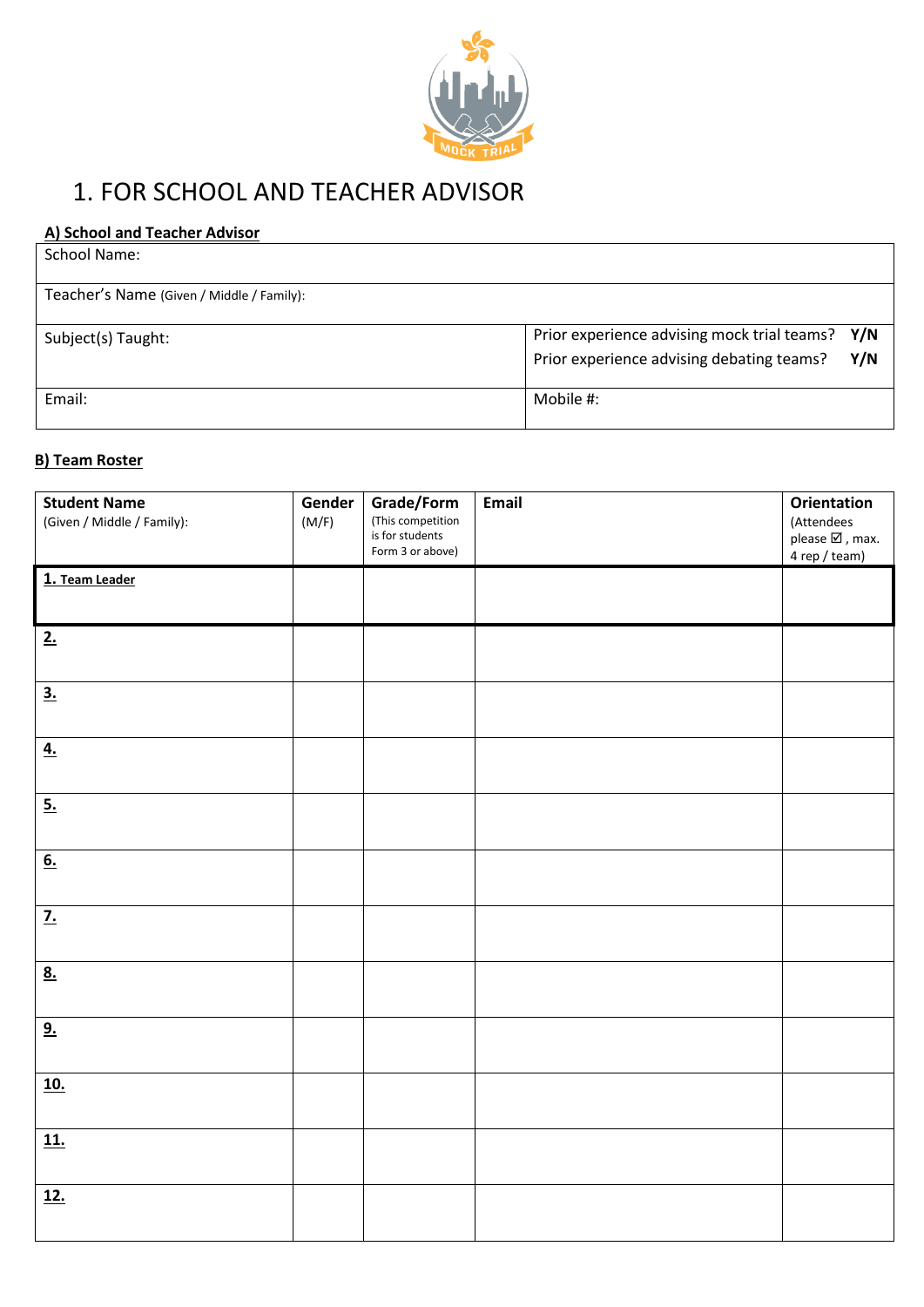# 1. FOR SCHOOL AND TEACHER ADVISOR

**A) School and Teacher Advisor**

| School Name: | |
|---|---|
| Teacher's Name (Given / Middle / Family): | |
| Subject(s) Taught: | Prior experience advising mock trial teams? **Y/N**<br>Prior experience advising debating teams? **Y/N** |
| Email: | Mobile #: |

**B) Team Roster**

| **Student Name** (Given / Middle / Family): | **Gender** (M/F) | **Grade/Form** (This competition is for students Form 3 or above) | **Email** | **Orientation** (Attendees please ☑, max. 4 rep / team) |
|---|---|---|---|---|
| **1. Team Leader** | | | | |
| **2.** | | | | |
| **3.** | | | | |
| **4.** | | | | |
| **5.** | | | | |
| **6.** | | | | |
| **7.** | | | | |
| **8.** | | | | |
| **9.** | | | | |
| **10.** | | | | |
| **11.** | | | | |
| **12.** | | | | |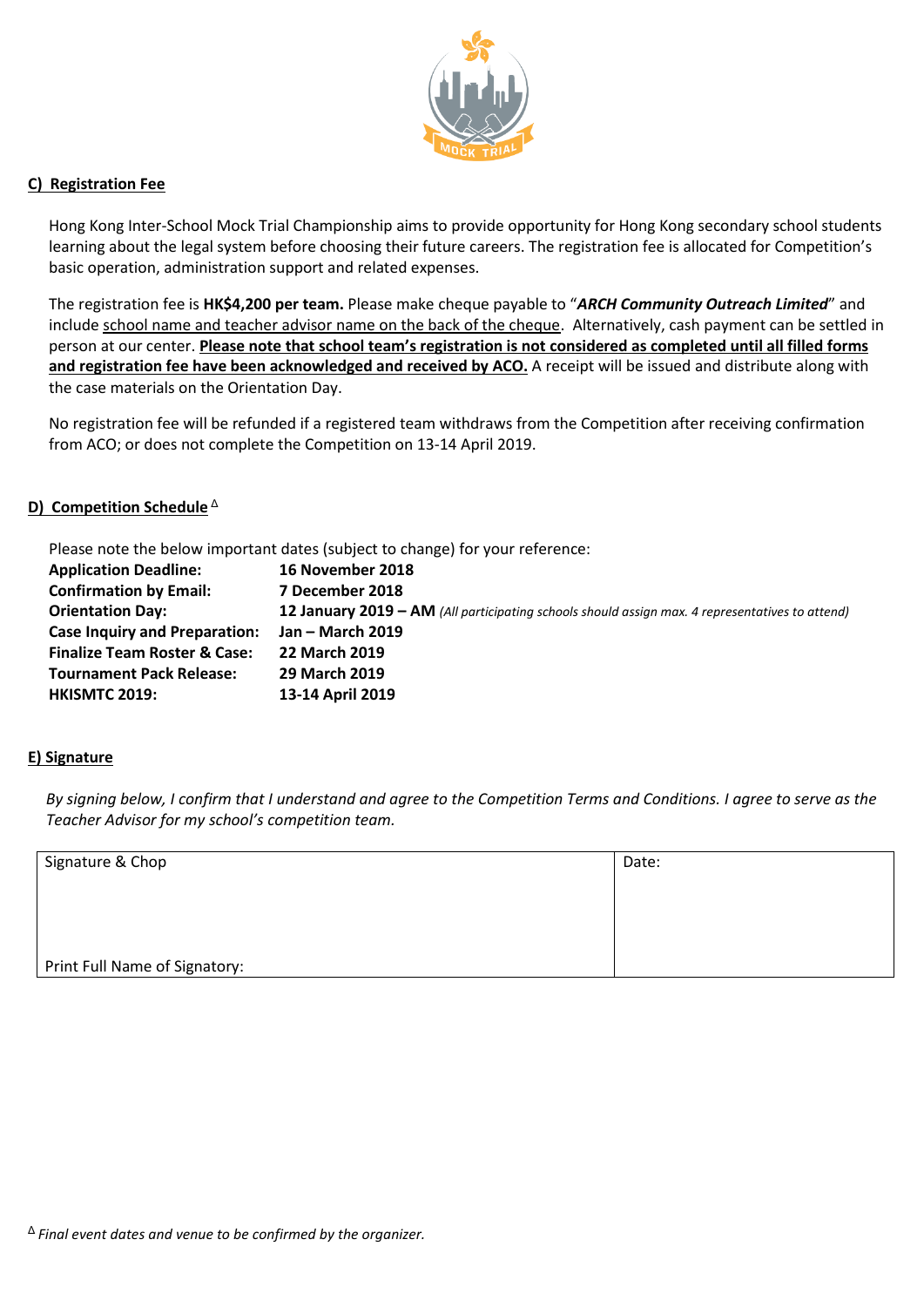## C) Registration Fee

Hong Kong Inter-School Mock Trial Championship aims to provide opportunity for Hong Kong secondary school students learning about the legal system before choosing their future careers. The registration fee is allocated for Competition's basic operation, administration support and related expenses.

The registration fee is **HK$4,200 per team.** Please make cheque payable to "***ARCH Community Outreach Limited***" and include school name and teacher advisor name on the back of the cheque. Alternatively, cash payment can be settled in person at our center. **Please note that school team's registration is not considered as completed until all filled forms and registration fee have been acknowledged and received by ACO.** A receipt will be issued and distribute along with the case materials on the Orientation Day.

No registration fee will be refunded if a registered team withdraws from the Competition after receiving confirmation from ACO; or does not complete the Competition on 13-14 April 2019.

## D) Competition Schedule $^{\Delta}$

Please note the below important dates (subject to change) for your reference:

| | |
|---|---|
| **Application Deadline:** | **16 November 2018** |
| **Confirmation by Email:** | **7 December 2018** |
| **Orientation Day:** | **12 January 2019 – AM** *(All participating schools should assign max. 4 representatives to attend)* |
| **Case Inquiry and Preparation:** | **Jan – March 2019** |
| **Finalize Team Roster & Case:** | **22 March 2019** |
| **Tournament Pack Release:** | **29 March 2019** |
| **HKISMTC 2019:** | **13-14 April 2019** |

## E) Signature

*By signing below, I confirm that I understand and agree to the Competition Terms and Conditions. I agree to serve as the Teacher Advisor for my school's competition team.*

| Signature & Chop<br><br><br><br>Print Full Name of Signatory: | Date: |
|---|---|

$^{\Delta}$ *Final event dates and venue to be confirmed by the organizer.*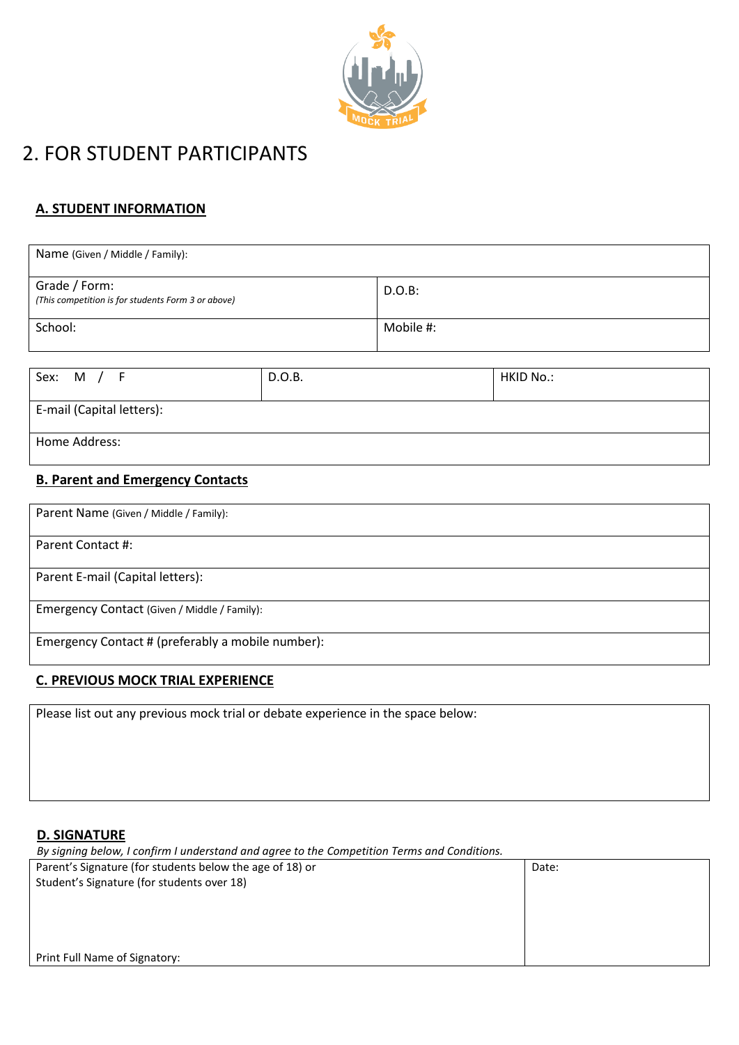# 2. FOR STUDENT PARTICIPANTS

## A. STUDENT INFORMATION

| Name (Given / Middle / Family): | |
|---|---|
| Grade / Form: *(This competition is for students Form 3 or above)* | D.O.B: |
| School: | Mobile #: |

| Sex: M / F | D.O.B. | HKID No.: |
|---|---|---|
| E-mail (Capital letters): | | |
| Home Address: | | |

## B. Parent and Emergency Contacts

| Parent Name (Given / Middle / Family): |
|---|
| Parent Contact #: |
| Parent E-mail (Capital letters): |
| Emergency Contact (Given / Middle / Family): |
| Emergency Contact # (preferably a mobile number): |

## C. PREVIOUS MOCK TRIAL EXPERIENCE

| Please list out any previous mock trial or debate experience in the space below: |
|---|
| |

## D. SIGNATURE

*By signing below, I confirm I understand and agree to the Competition Terms and Conditions.*

| Parent's Signature (for students below the age of 18) or Student's Signature (for students over 18) <br><br> Print Full Name of Signatory: | Date: |
|---|---|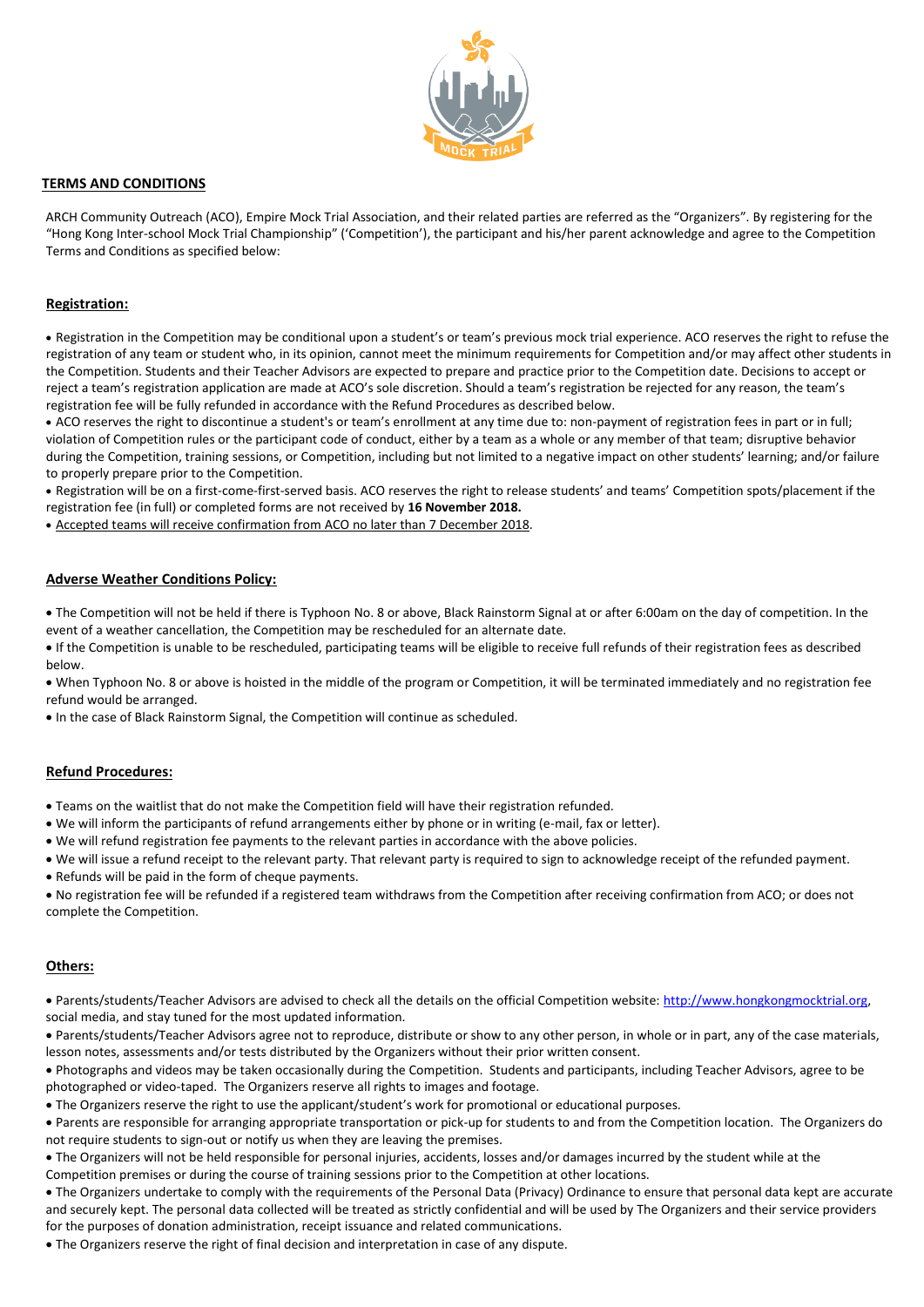## TERMS AND CONDITIONS

ARCH Community Outreach (ACO), Empire Mock Trial Association, and their related parties are referred as the "Organizers". By registering for the "Hong Kong Inter-school Mock Trial Championship" ('Competition'), the participant and his/her parent acknowledge and agree to the Competition Terms and Conditions as specified below:

### Registration:

- Registration in the Competition may be conditional upon a student's or team's previous mock trial experience. ACO reserves the right to refuse the registration of any team or student who, in its opinion, cannot meet the minimum requirements for Competition and/or may affect other students in the Competition. Students and their Teacher Advisors are expected to prepare and practice prior to the Competition date. Decisions to accept or reject a team's registration application are made at ACO's sole discretion. Should a team's registration be rejected for any reason, the team's registration fee will be fully refunded in accordance with the Refund Procedures as described below.
- ACO reserves the right to discontinue a student's or team's enrollment at any time due to: non-payment of registration fees in part or in full; violation of Competition rules or the participant code of conduct, either by a team as a whole or any member of that team; disruptive behavior during the Competition, training sessions, or Competition, including but not limited to a negative impact on other students' learning; and/or failure to properly prepare prior to the Competition.
- Registration will be on a first-come-first-served basis. ACO reserves the right to release students' and teams' Competition spots/placement if the registration fee (in full) or completed forms are not received by **16 November 2018.**
- Accepted teams will receive confirmation from ACO no later than 7 December 2018.

### Adverse Weather Conditions Policy:

- The Competition will not be held if there is Typhoon No. 8 or above, Black Rainstorm Signal at or after 6:00am on the day of competition. In the event of a weather cancellation, the Competition may be rescheduled for an alternate date.
- If the Competition is unable to be rescheduled, participating teams will be eligible to receive full refunds of their registration fees as described below.
- When Typhoon No. 8 or above is hoisted in the middle of the program or Competition, it will be terminated immediately and no registration fee refund would be arranged.
- In the case of Black Rainstorm Signal, the Competition will continue as scheduled.

### Refund Procedures:

- Teams on the waitlist that do not make the Competition field will have their registration refunded.
- We will inform the participants of refund arrangements either by phone or in writing (e-mail, fax or letter).
- We will refund registration fee payments to the relevant parties in accordance with the above policies.
- We will issue a refund receipt to the relevant party. That relevant party is required to sign to acknowledge receipt of the refunded payment.
- Refunds will be paid in the form of cheque payments.
- No registration fee will be refunded if a registered team withdraws from the Competition after receiving confirmation from ACO; or does not complete the Competition.

### Others:

- Parents/students/Teacher Advisors are advised to check all the details on the official Competition website: http://www.hongkongmocktrial.org, social media, and stay tuned for the most updated information.
- Parents/students/Teacher Advisors agree not to reproduce, distribute or show to any other person, in whole or in part, any of the case materials, lesson notes, assessments and/or tests distributed by the Organizers without their prior written consent.
- Photographs and videos may be taken occasionally during the Competition. Students and participants, including Teacher Advisors, agree to be photographed or video-taped. The Organizers reserve all rights to images and footage.
- The Organizers reserve the right to use the applicant/student's work for promotional or educational purposes.
- Parents are responsible for arranging appropriate transportation or pick-up for students to and from the Competition location. The Organizers do not require students to sign-out or notify us when they are leaving the premises.
- The Organizers will not be held responsible for personal injuries, accidents, losses and/or damages incurred by the student while at the Competition premises or during the course of training sessions prior to the Competition at other locations.
- The Organizers undertake to comply with the requirements of the Personal Data (Privacy) Ordinance to ensure that personal data kept are accurate and securely kept. The personal data collected will be treated as strictly confidential and will be used by The Organizers and their service providers for the purposes of donation administration, receipt issuance and related communications.
- The Organizers reserve the right of final decision and interpretation in case of any dispute.